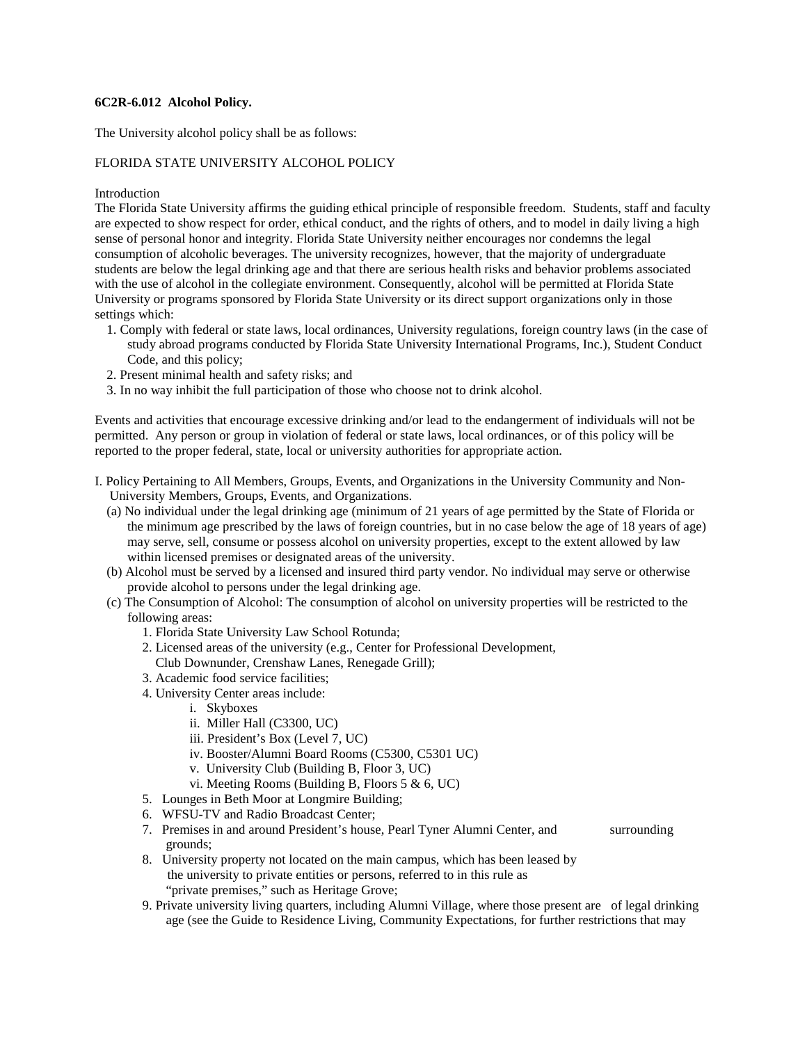**6C2R-6.012 Alcohol Policy.**

The University alcohol policy shall be as follows:

FLORIDA STATE UNIVERSITY ALCOHOL POLICY

Introduction

The Florida State University affirms the guiding ethical principle of responsible freedom. Students, staff and faculty are expected to show respect for order, ethical conduct, and the rights of others, and to model in daily living a high sense of personal honor and integrity. Florida State University neither encourages nor condemns the legal consumption of alcoholic beverages. The university recognizes, however, that the majority of undergraduate students are below the legal drinking age and that there are serious health risks and behavior problems associated with the use of alcohol in the collegiate environment. Consequently, alcohol will be permitted at Florida State University or programs sponsored by Florida State University or its direct support organizations only in those settings which:

1. Comply with federal or state laws, local ordinances, University regulations, foreign country laws (in the case of study abroad programs conducted by Florida State University International Programs, Inc.), Student Conduct Code, and this policy;
2. Present minimal health and safety risks; and
3. In no way inhibit the full participation of those who choose not to drink alcohol.

Events and activities that encourage excessive drinking and/or lead to the endangerment of individuals will not be permitted. Any person or group in violation of federal or state laws, local ordinances, or of this policy will be reported to the proper federal, state, local or university authorities for appropriate action.

I. Policy Pertaining to All Members, Groups, Events, and Organizations in the University Community and Non-University Members, Groups, Events, and Organizations.

(a) No individual under the legal drinking age (minimum of 21 years of age permitted by the State of Florida or the minimum age prescribed by the laws of foreign countries, but in no case below the age of 18 years of age) may serve, sell, consume or possess alcohol on university properties, except to the extent allowed by law within licensed premises or designated areas of the university.

(b) Alcohol must be served by a licensed and insured third party vendor. No individual may serve or otherwise provide alcohol to persons under the legal drinking age.

(c) The Consumption of Alcohol: The consumption of alcohol on university properties will be restricted to the following areas:

1. Florida State University Law School Rotunda;
2. Licensed areas of the university (e.g., Center for Professional Development, Club Downunder, Crenshaw Lanes, Renegade Grill);
3. Academic food service facilities;
4. University Center areas include:
    - i. Skyboxes
    - ii. Miller Hall (C3300, UC)
    - iii. President's Box (Level 7, UC)
    - iv. Booster/Alumni Board Rooms (C5300, C5301 UC)
    - v. University Club (Building B, Floor 3, UC)
    - vi. Meeting Rooms (Building B, Floors 5 & 6, UC)
5. Lounges in Beth Moor at Longmire Building;
6. WFSU-TV and Radio Broadcast Center;
7. Premises in and around President's house, Pearl Tyner Alumni Center, and surrounding grounds;
8. University property not located on the main campus, which has been leased by the university to private entities or persons, referred to in this rule as "private premises," such as Heritage Grove;
9. Private university living quarters, including Alumni Village, where those present are of legal drinking age (see the Guide to Residence Living, Community Expectations, for further restrictions that may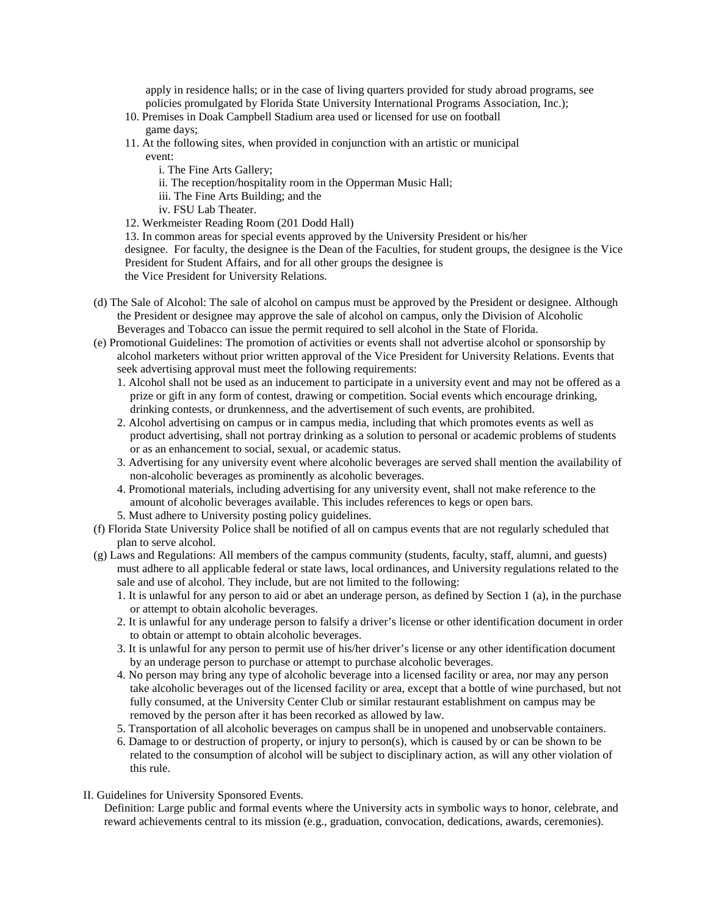apply in residence halls; or in the case of living quarters provided for study abroad programs, see policies promulgated by Florida State University International Programs Association, Inc.);

10. Premises in Doak Campbell Stadium area used or licensed for use on football game days;
11. At the following sites, when provided in conjunction with an artistic or municipal event:
    i. The Fine Arts Gallery;
    ii. The reception/hospitality room in the Opperman Music Hall;
    iii. The Fine Arts Building; and the
    iv. FSU Lab Theater.
12. Werkmeister Reading Room (201 Dodd Hall)
13. In common areas for special events approved by the University President or his/her designee. For faculty, the designee is the Dean of the Faculties, for student groups, the designee is the Vice President for Student Affairs, and for all other groups the designee is the Vice President for University Relations.

(d) The Sale of Alcohol: The sale of alcohol on campus must be approved by the President or designee. Although the President or designee may approve the sale of alcohol on campus, only the Division of Alcoholic Beverages and Tobacco can issue the permit required to sell alcohol in the State of Florida.

(e) Promotional Guidelines: The promotion of activities or events shall not advertise alcohol or sponsorship by alcohol marketers without prior written approval of the Vice President for University Relations. Events that seek advertising approval must meet the following requirements:

1. Alcohol shall not be used as an inducement to participate in a university event and may not be offered as a prize or gift in any form of contest, drawing or competition. Social events which encourage drinking, drinking contests, or drunkenness, and the advertisement of such events, are prohibited.
2. Alcohol advertising on campus or in campus media, including that which promotes events as well as product advertising, shall not portray drinking as a solution to personal or academic problems of students or as an enhancement to social, sexual, or academic status.
3. Advertising for any university event where alcoholic beverages are served shall mention the availability of non-alcoholic beverages as prominently as alcoholic beverages.
4. Promotional materials, including advertising for any university event, shall not make reference to the amount of alcoholic beverages available. This includes references to kegs or open bars.
5. Must adhere to University posting policy guidelines.

(f) Florida State University Police shall be notified of all on campus events that are not regularly scheduled that plan to serve alcohol.

(g) Laws and Regulations: All members of the campus community (students, faculty, staff, alumni, and guests) must adhere to all applicable federal or state laws, local ordinances, and University regulations related to the sale and use of alcohol. They include, but are not limited to the following:

1. It is unlawful for any person to aid or abet an underage person, as defined by Section 1 (a), in the purchase or attempt to obtain alcoholic beverages.
2. It is unlawful for any underage person to falsify a driver's license or other identification document in order to obtain or attempt to obtain alcoholic beverages.
3. It is unlawful for any person to permit use of his/her driver's license or any other identification document by an underage person to purchase or attempt to purchase alcoholic beverages.
4. No person may bring any type of alcoholic beverage into a licensed facility or area, nor may any person take alcoholic beverages out of the licensed facility or area, except that a bottle of wine purchased, but not fully consumed, at the University Center Club or similar restaurant establishment on campus may be removed by the person after it has been recorked as allowed by law.
5. Transportation of all alcoholic beverages on campus shall be in unopened and unobservable containers.
6. Damage to or destruction of property, or injury to person(s), which is caused by or can be shown to be related to the consumption of alcohol will be subject to disciplinary action, as will any other violation of this rule.

II. Guidelines for University Sponsored Events.

Definition: Large public and formal events where the University acts in symbolic ways to honor, celebrate, and reward achievements central to its mission (e.g., graduation, convocation, dedications, awards, ceremonies).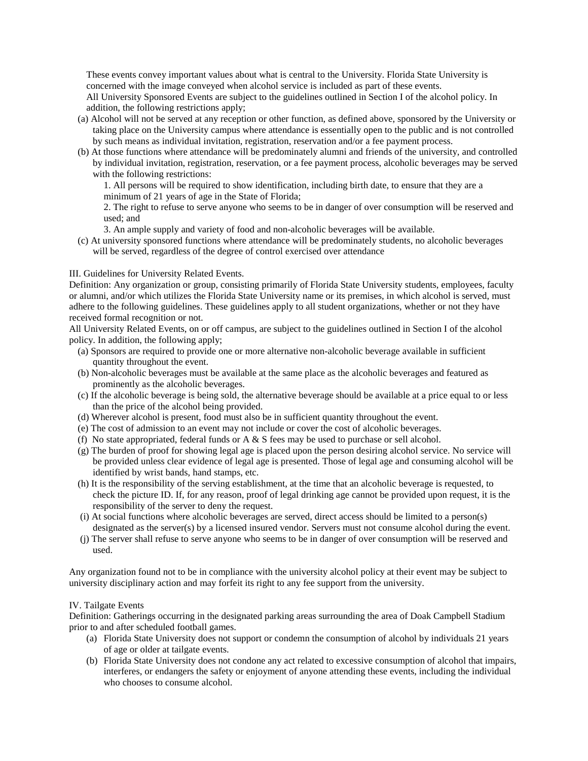These events convey important values about what is central to the University. Florida State University is concerned with the image conveyed when alcohol service is included as part of these events.

All University Sponsored Events are subject to the guidelines outlined in Section I of the alcohol policy. In addition, the following restrictions apply;

(a) Alcohol will not be served at any reception or other function, as defined above, sponsored by the University or taking place on the University campus where attendance is essentially open to the public and is not controlled by such means as individual invitation, registration, reservation and/or a fee payment process.

(b) At those functions where attendance will be predominately alumni and friends of the university, and controlled by individual invitation, registration, reservation, or a fee payment process, alcoholic beverages may be served with the following restrictions:

1. All persons will be required to show identification, including birth date, to ensure that they are a minimum of 21 years of age in the State of Florida;
2. The right to refuse to serve anyone who seems to be in danger of over consumption will be reserved and used; and
3. An ample supply and variety of food and non-alcoholic beverages will be available.

(c) At university sponsored functions where attendance will be predominately students, no alcoholic beverages will be served, regardless of the degree of control exercised over attendance

III. Guidelines for University Related Events.

Definition: Any organization or group, consisting primarily of Florida State University students, employees, faculty or alumni, and/or which utilizes the Florida State University name or its premises, in which alcohol is served, must adhere to the following guidelines. These guidelines apply to all student organizations, whether or not they have received formal recognition or not.

All University Related Events, on or off campus, are subject to the guidelines outlined in Section I of the alcohol policy. In addition, the following apply;

(a) Sponsors are required to provide one or more alternative non-alcoholic beverage available in sufficient quantity throughout the event.

(b) Non-alcoholic beverages must be available at the same place as the alcoholic beverages and featured as prominently as the alcoholic beverages.

(c) If the alcoholic beverage is being sold, the alternative beverage should be available at a price equal to or less than the price of the alcohol being provided.

(d) Wherever alcohol is present, food must also be in sufficient quantity throughout the event.

(e) The cost of admission to an event may not include or cover the cost of alcoholic beverages.

(f) No state appropriated, federal funds or A & S fees may be used to purchase or sell alcohol.

(g) The burden of proof for showing legal age is placed upon the person desiring alcohol service. No service will be provided unless clear evidence of legal age is presented. Those of legal age and consuming alcohol will be identified by wrist bands, hand stamps, etc.

(h) It is the responsibility of the serving establishment, at the time that an alcoholic beverage is requested, to check the picture ID. If, for any reason, proof of legal drinking age cannot be provided upon request, it is the responsibility of the server to deny the request.

(i) At social functions where alcoholic beverages are served, direct access should be limited to a person(s) designated as the server(s) by a licensed insured vendor. Servers must not consume alcohol during the event.

(j) The server shall refuse to serve anyone who seems to be in danger of over consumption will be reserved and used.

Any organization found not to be in compliance with the university alcohol policy at their event may be subject to university disciplinary action and may forfeit its right to any fee support from the university.

IV. Tailgate Events

Definition: Gatherings occurring in the designated parking areas surrounding the area of Doak Campbell Stadium prior to and after scheduled football games.

(a) Florida State University does not support or condemn the consumption of alcohol by individuals 21 years of age or older at tailgate events.

(b) Florida State University does not condone any act related to excessive consumption of alcohol that impairs, interferes, or endangers the safety or enjoyment of anyone attending these events, including the individual who chooses to consume alcohol.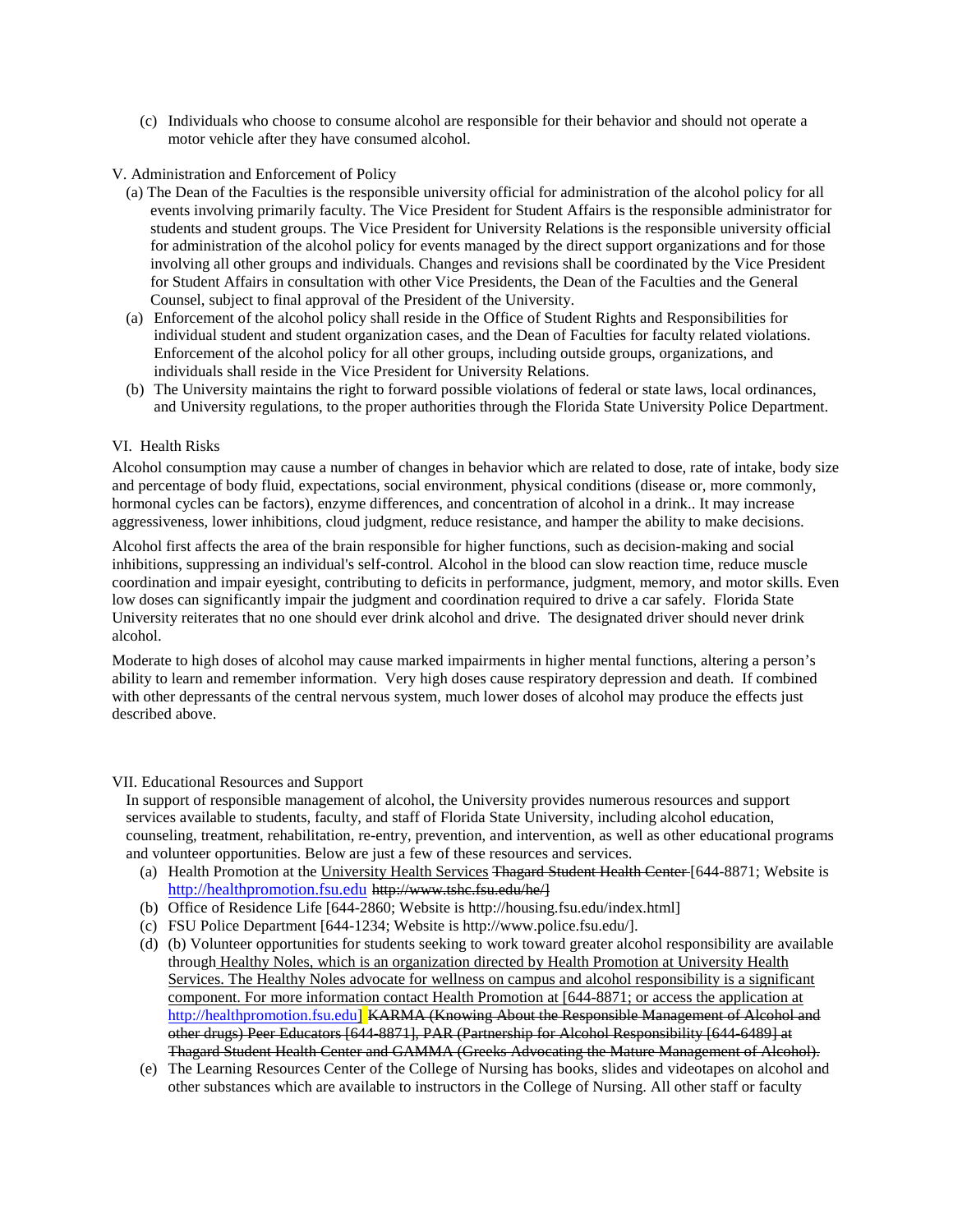(c) Individuals who choose to consume alcohol are responsible for their behavior and should not operate a motor vehicle after they have consumed alcohol.

V. Administration and Enforcement of Policy

(a) The Dean of the Faculties is the responsible university official for administration of the alcohol policy for all events involving primarily faculty. The Vice President for Student Affairs is the responsible administrator for students and student groups. The Vice President for University Relations is the responsible university official for administration of the alcohol policy for events managed by the direct support organizations and for those involving all other groups and individuals. Changes and revisions shall be coordinated by the Vice President for Student Affairs in consultation with other Vice Presidents, the Dean of the Faculties and the General Counsel, subject to final approval of the President of the University.

(a) Enforcement of the alcohol policy shall reside in the Office of Student Rights and Responsibilities for individual student and student organization cases, and the Dean of Faculties for faculty related violations. Enforcement of the alcohol policy for all other groups, including outside groups, organizations, and individuals shall reside in the Vice President for University Relations.

(b) The University maintains the right to forward possible violations of federal or state laws, local ordinances, and University regulations, to the proper authorities through the Florida State University Police Department.

VI. Health Risks

Alcohol consumption may cause a number of changes in behavior which are related to dose, rate of intake, body size and percentage of body fluid, expectations, social environment, physical conditions (disease or, more commonly, hormonal cycles can be factors), enzyme differences, and concentration of alcohol in a drink.. It may increase aggressiveness, lower inhibitions, cloud judgment, reduce resistance, and hamper the ability to make decisions.

Alcohol first affects the area of the brain responsible for higher functions, such as decision-making and social inhibitions, suppressing an individual's self-control. Alcohol in the blood can slow reaction time, reduce muscle coordination and impair eyesight, contributing to deficits in performance, judgment, memory, and motor skills. Even low doses can significantly impair the judgment and coordination required to drive a car safely. Florida State University reiterates that no one should ever drink alcohol and drive. The designated driver should never drink alcohol.

Moderate to high doses of alcohol may cause marked impairments in higher mental functions, altering a person's ability to learn and remember information. Very high doses cause respiratory depression and death. If combined with other depressants of the central nervous system, much lower doses of alcohol may produce the effects just described above.

VII. Educational Resources and Support

In support of responsible management of alcohol, the University provides numerous resources and support services available to students, faculty, and staff of Florida State University, including alcohol education, counseling, treatment, rehabilitation, re-entry, prevention, and intervention, as well as other educational programs and volunteer opportunities. Below are just a few of these resources and services.

(a) Health Promotion at the University Health Services ~~Thagard Student Health Center~~ [644-8871; Website is http://healthpromotion.fsu.edu ~~http://www.tshc.fsu.edu/he/~~]

(b) Office of Residence Life [644-2860; Website is http://housing.fsu.edu/index.html]

(c) FSU Police Department [644-1234; Website is http://www.police.fsu.edu/].

(d) (b) Volunteer opportunities for students seeking to work toward greater alcohol responsibility are available through Healthy Noles, which is an organization directed by Health Promotion at University Health Services. The Healthy Noles advocate for wellness on campus and alcohol responsibility is a significant component. For more information contact Health Promotion at [644-8871; or access the application at http://healthpromotion.fsu.edu] ~~KARMA (Knowing About the Responsible Management of Alcohol and other drugs) Peer Educators [644-8871], PAR (Partnership for Alcohol Responsibility [644-6489] at Thagard Student Health Center and GAMMA (Greeks Advocating the Mature Management of Alcohol).~~

(e) The Learning Resources Center of the College of Nursing has books, slides and videotapes on alcohol and other substances which are available to instructors in the College of Nursing. All other staff or faculty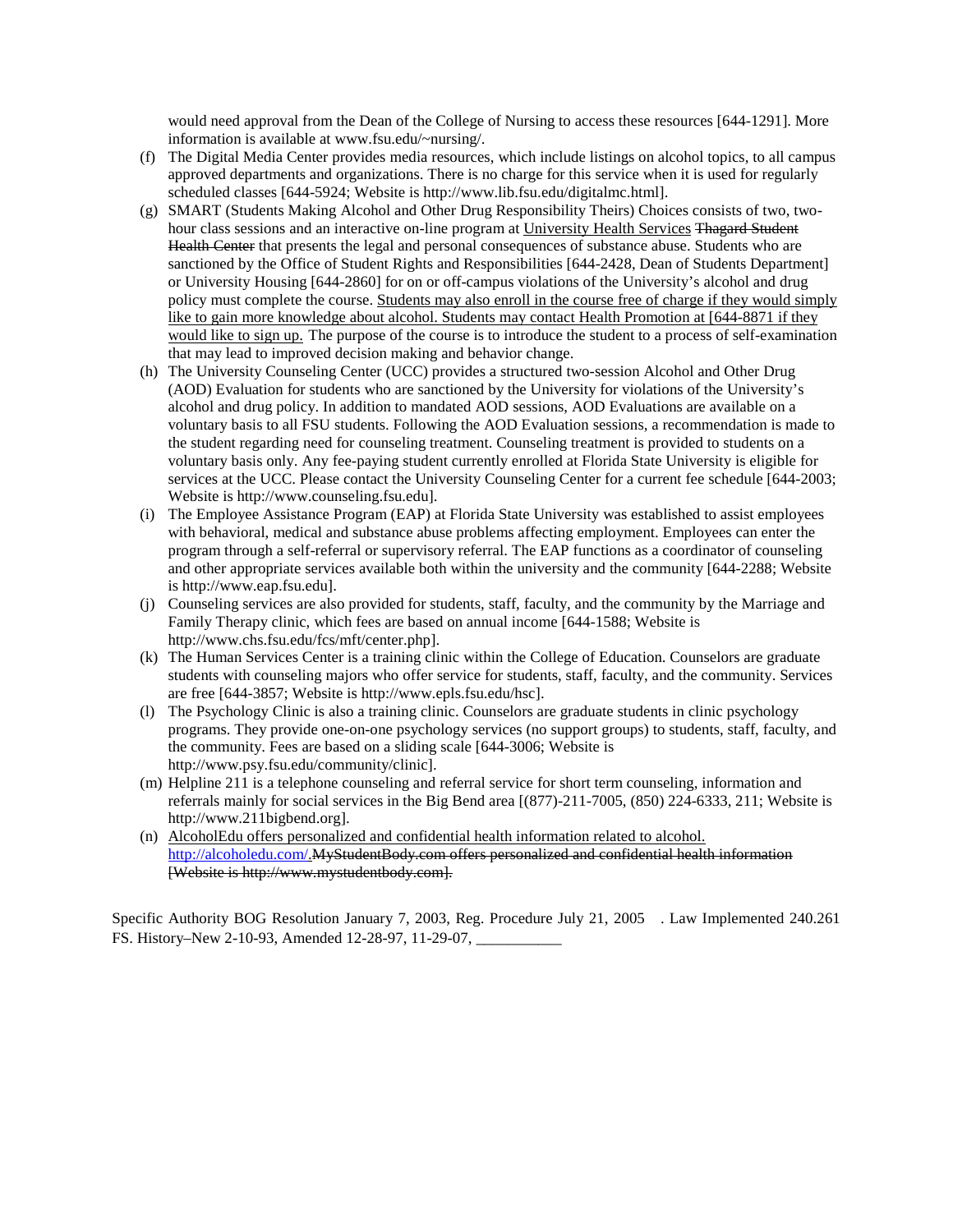would need approval from the Dean of the College of Nursing to access these resources [644-1291]. More information is available at www.fsu.edu/~nursing/.

(f) The Digital Media Center provides media resources, which include listings on alcohol topics, to all campus approved departments and organizations. There is no charge for this service when it is used for regularly scheduled classes [644-5924; Website is http://www.lib.fsu.edu/digitalmc.html].

(g) SMART (Students Making Alcohol and Other Drug Responsibility Theirs) Choices consists of two, two-hour class sessions and an interactive on-line program at <u>University Health Services</u> ~~Thagard Student Health Center~~ that presents the legal and personal consequences of substance abuse. Students who are sanctioned by the Office of Student Rights and Responsibilities [644-2428, Dean of Students Department] or University Housing [644-2860] for on or off-campus violations of the University's alcohol and drug policy must complete the course. <u>Students may also enroll in the course free of charge if they would simply like to gain more knowledge about alcohol. Students may contact Health Promotion at [644-8871 if they would like to sign up.</u> The purpose of the course is to introduce the student to a process of self-examination that may lead to improved decision making and behavior change.

(h) The University Counseling Center (UCC) provides a structured two-session Alcohol and Other Drug (AOD) Evaluation for students who are sanctioned by the University for violations of the University's alcohol and drug policy. In addition to mandated AOD sessions, AOD Evaluations are available on a voluntary basis to all FSU students. Following the AOD Evaluation sessions, a recommendation is made to the student regarding need for counseling treatment. Counseling treatment is provided to students on a voluntary basis only. Any fee-paying student currently enrolled at Florida State University is eligible for services at the UCC. Please contact the University Counseling Center for a current fee schedule [644-2003; Website is http://www.counseling.fsu.edu].

(i) The Employee Assistance Program (EAP) at Florida State University was established to assist employees with behavioral, medical and substance abuse problems affecting employment. Employees can enter the program through a self-referral or supervisory referral. The EAP functions as a coordinator of counseling and other appropriate services available both within the university and the community [644-2288; Website is http://www.eap.fsu.edu].

(j) Counseling services are also provided for students, staff, faculty, and the community by the Marriage and Family Therapy clinic, which fees are based on annual income [644-1588; Website is http://www.chs.fsu.edu/fcs/mft/center.php].

(k) The Human Services Center is a training clinic within the College of Education. Counselors are graduate students with counseling majors who offer service for students, staff, faculty, and the community. Services are free [644-3857; Website is http://www.epls.fsu.edu/hsc].

(l) The Psychology Clinic is also a training clinic. Counselors are graduate students in clinic psychology programs. They provide one-on-one psychology services (no support groups) to students, staff, faculty, and the community. Fees are based on a sliding scale [644-3006; Website is http://www.psy.fsu.edu/community/clinic].

(m) Helpline 211 is a telephone counseling and referral service for short term counseling, information and referrals mainly for social services in the Big Bend area [(877)-211-7005, (850) 224-6333, 211; Website is http://www.211bigbend.org].

(n) <u>AlcoholEdu offers personalized and confidential health information related to alcohol. http://alcoholedu.com/.</u>~~MyStudentBody.com offers personalized and confidential health information [Website is http://www.mystudentbody.com].~~

Specific Authority BOG Resolution January 7, 2003, Reg. Procedure July 21, 2005 . Law Implemented 240.261 FS. History–New 2-10-93, Amended 12-28-97, 11-29-07, ___________